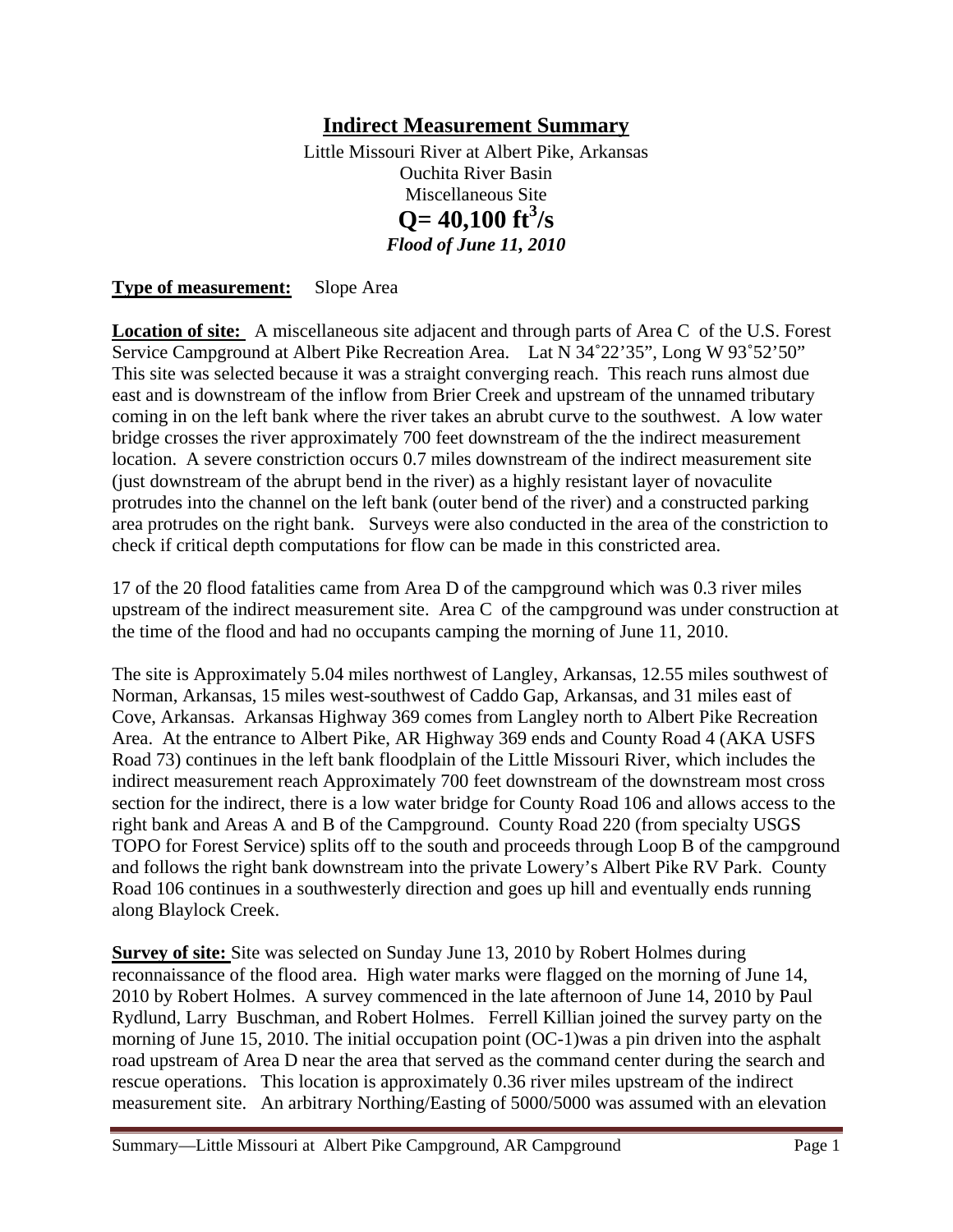# Indirect Measurement Summary

Little Missouri River at Albert Pike, Arkansas
Ouchita River Basin
Miscellaneous Site

## Q= 40,100 $ft^3/s$

***Flood of June 11, 2010***

**Type of measurement:** Slope Area

**Location of site:** A miscellaneous site adjacent and through parts of Area C of the U.S. Forest Service Campground at Albert Pike Recreation Area. Lat N 34˚22'35", Long W 93˚52'50" This site was selected because it was a straight converging reach. This reach runs almost due east and is downstream of the inflow from Brier Creek and upstream of the unnamed tributary coming in on the left bank where the river takes an abrubt curve to the southwest. A low water bridge crosses the river approximately 700 feet downstream of the the indirect measurement location. A severe constriction occurs 0.7 miles downstream of the indirect measurement site (just downstream of the abrupt bend in the river) as a highly resistant layer of novaculite protrudes into the channel on the left bank (outer bend of the river) and a constructed parking area protrudes on the right bank. Surveys were also conducted in the area of the constriction to check if critical depth computations for flow can be made in this constricted area.

17 of the 20 flood fatalities came from Area D of the campground which was 0.3 river miles upstream of the indirect measurement site. Area C of the campground was under construction at the time of the flood and had no occupants camping the morning of June 11, 2010.

The site is Approximately 5.04 miles northwest of Langley, Arkansas, 12.55 miles southwest of Norman, Arkansas, 15 miles west-southwest of Caddo Gap, Arkansas, and 31 miles east of Cove, Arkansas. Arkansas Highway 369 comes from Langley north to Albert Pike Recreation Area. At the entrance to Albert Pike, AR Highway 369 ends and County Road 4 (AKA USFS Road 73) continues in the left bank floodplain of the Little Missouri River, which includes the indirect measurement reach Approximately 700 feet downstream of the downstream most cross section for the indirect, there is a low water bridge for County Road 106 and allows access to the right bank and Areas A and B of the Campground. County Road 220 (from specialty USGS TOPO for Forest Service) splits off to the south and proceeds through Loop B of the campground and follows the right bank downstream into the private Lowery's Albert Pike RV Park. County Road 106 continues in a southwesterly direction and goes up hill and eventually ends running along Blaylock Creek.

**Survey of site:** Site was selected on Sunday June 13, 2010 by Robert Holmes during reconnaissance of the flood area. High water marks were flagged on the morning of June 14, 2010 by Robert Holmes. A survey commenced in the late afternoon of June 14, 2010 by Paul Rydlund, Larry Buschman, and Robert Holmes. Ferrell Killian joined the survey party on the morning of June 15, 2010. The initial occupation point (OC-1)was a pin driven into the asphalt road upstream of Area D near the area that served as the command center during the search and rescue operations. This location is approximately 0.36 river miles upstream of the indirect measurement site. An arbitrary Northing/Easting of 5000/5000 was assumed with an elevation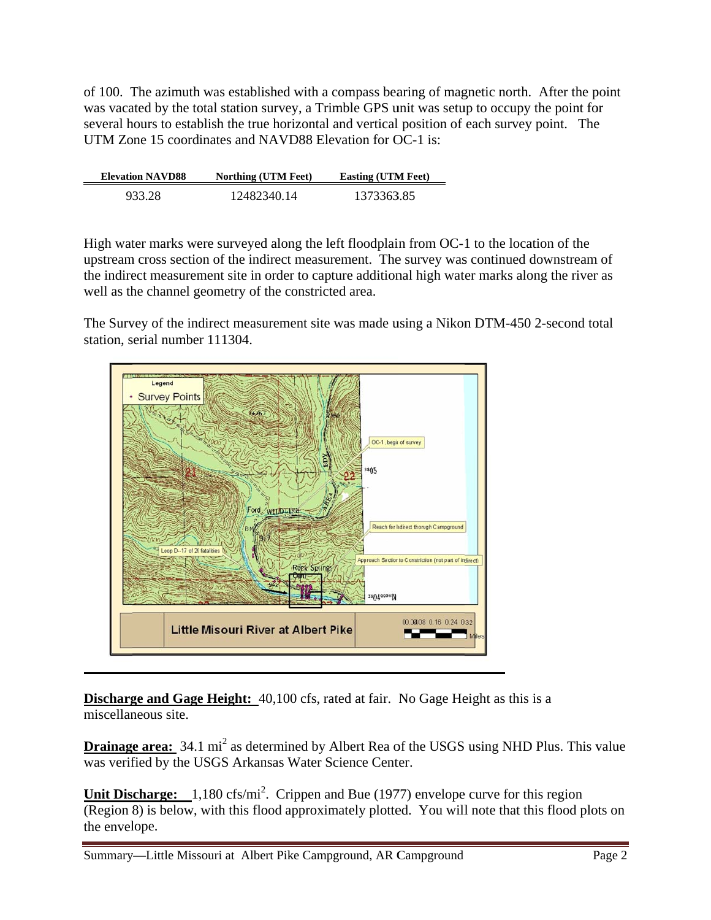of 100. The azimuth was established with a compass bearing of magnetic north. After the point was vacated by the total station survey, a Trimble GPS unit was setup to occupy the point for several hours to establish the true horizontal and vertical position of each survey point. The UTM Zone 15 coordinates and NAVD88 Elevation for OC-1 is:

| Elevation NAVD88 | Northing (UTM Feet) | Easting (UTM Feet) |
|---|---|---|
| 933.28 | 12482340.14 | 1373363.85 |

High water marks were surveyed along the left floodplain from OC-1 to the location of the upstream cross section of the indirect measurement. The survey was continued downstream of the indirect measurement site in order to capture additional high water marks along the river as well as the channel geometry of the constricted area.

The Survey of the indirect measurement site was made using a Nikon DTM-450 2-second total station, serial number 111304.

**Discharge and Gage Height:** 40,100 cfs, rated at fair. No Gage Height as this is a miscellaneous site.

**Drainage area:** 34.1 $mi^2$ as determined by Albert Rea of the USGS using NHD Plus. This value was verified by the USGS Arkansas Water Science Center.

**Unit Discharge:** 1,180 cfs/$mi^2$. Crippen and Bue (1977) envelope curve for this region (Region 8) is below, with this flood approximately plotted. You will note that this flood plots on the envelope.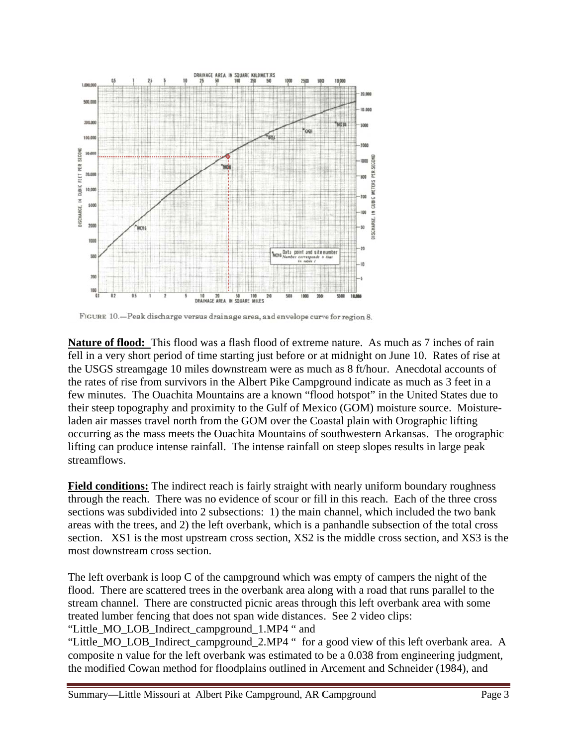FIGURE 10.—Peak discharge versus drainage area, and envelope curve for region 8.

**Nature of flood:** This flood was a flash flood of extreme nature. As much as 7 inches of rain fell in a very short period of time starting just before or at midnight on June 10. Rates of rise at the USGS streamgage 10 miles downstream were as much as 8 ft/hour. Anecdotal accounts of the rates of rise from survivors in the Albert Pike Campground indicate as much as 3 feet in a few minutes. The Ouachita Mountains are a known "flood hotspot" in the United States due to their steep topography and proximity to the Gulf of Mexico (GOM) moisture source. Moisture-laden air masses travel north from the GOM over the Coastal plain with Orographic lifting occurring as the mass meets the Ouachita Mountains of southwestern Arkansas. The orographic lifting can produce intense rainfall. The intense rainfall on steep slopes results in large peak streamflows.

**Field conditions:** The indirect reach is fairly straight with nearly uniform boundary roughness through the reach. There was no evidence of scour or fill in this reach. Each of the three cross sections was subdivided into 2 subsections: 1) the main channel, which included the two bank areas with the trees, and 2) the left overbank, which is a panhandle subsection of the total cross section. XS1 is the most upstream cross section, XS2 is the middle cross section, and XS3 is the most downstream cross section.

The left overbank is loop C of the campground which was empty of campers the night of the flood. There are scattered trees in the overbank area along with a road that runs parallel to the stream channel. There are constructed picnic areas through this left overbank area with some treated lumber fencing that does not span wide distances. See 2 video clips: "Little_MO_LOB_Indirect_campground_1.MP4 " and "Little_MO_LOB_Indirect_campground_2.MP4 " for a good view of this left overbank area. A composite n value for the left overbank was estimated to be a 0.038 from engineering judgment, the modified Cowan method for floodplains outlined in Arcement and Schneider (1984), and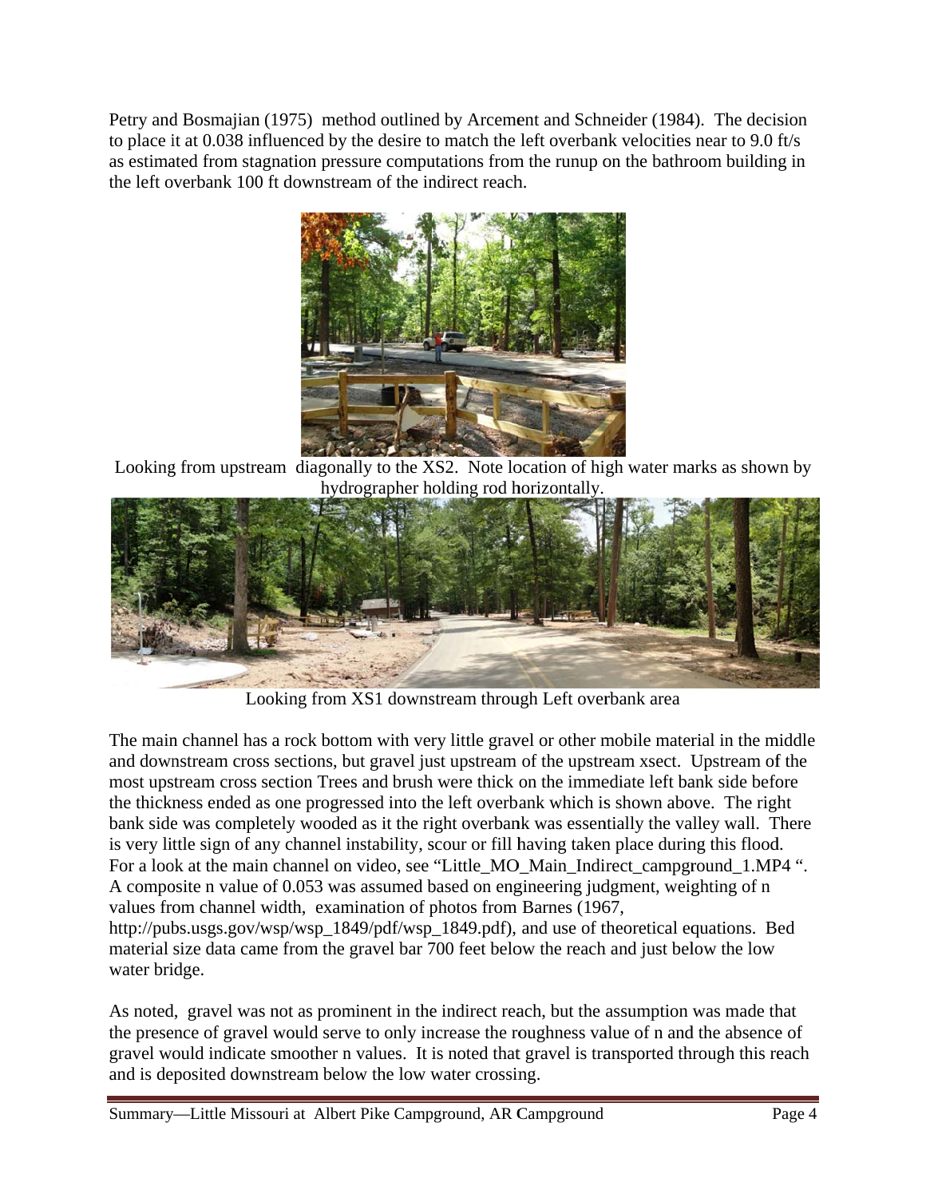Petry and Bosmajian (1975) method outlined by Arcement and Schneider (1984). The decision to place it at 0.038 influenced by the desire to match the left overbank velocities near to 9.0 ft/s as estimated from stagnation pressure computations from the runup on the bathroom building in the left overbank 100 ft downstream of the indirect reach.

Looking from upstream diagonally to the XS2. Note location of high water marks as shown by hydrographer holding rod horizontally.

Looking from XS1 downstream through Left overbank area

The main channel has a rock bottom with very little gravel or other mobile material in the middle and downstream cross sections, but gravel just upstream of the upstream xsect. Upstream of the most upstream cross section Trees and brush were thick on the immediate left bank side before the thickness ended as one progressed into the left overbank which is shown above. The right bank side was completely wooded as it the right overbank was essentially the valley wall. There is very little sign of any channel instability, scour or fill having taken place during this flood. For a look at the main channel on video, see "Little_MO_Main_Indirect_campground_1.MP4 ". A composite n value of 0.053 was assumed based on engineering judgment, weighting of n values from channel width, examination of photos from Barnes (1967, http://pubs.usgs.gov/wsp/wsp_1849/pdf/wsp_1849.pdf), and use of theoretical equations. Bed material size data came from the gravel bar 700 feet below the reach and just below the low water bridge.

As noted, gravel was not as prominent in the indirect reach, but the assumption was made that the presence of gravel would serve to only increase the roughness value of n and the absence of gravel would indicate smoother n values. It is noted that gravel is transported through this reach and is deposited downstream below the low water crossing.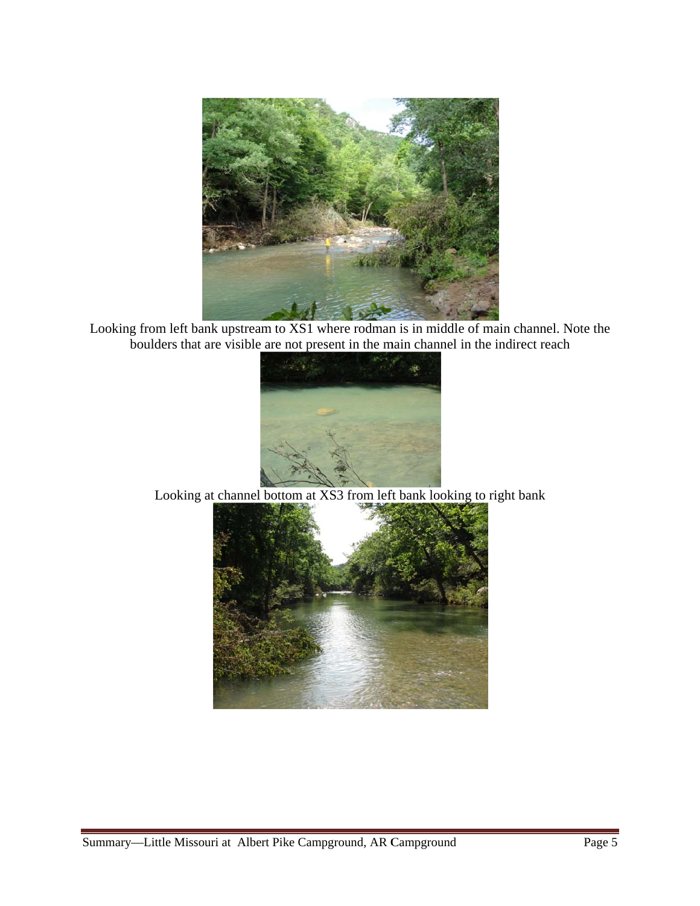Looking from left bank upstream to XS1 where rodman is in middle of main channel. Note the boulders that are visible are not present in the main channel in the indirect reach

Looking at channel bottom at XS3 from left bank looking to right bank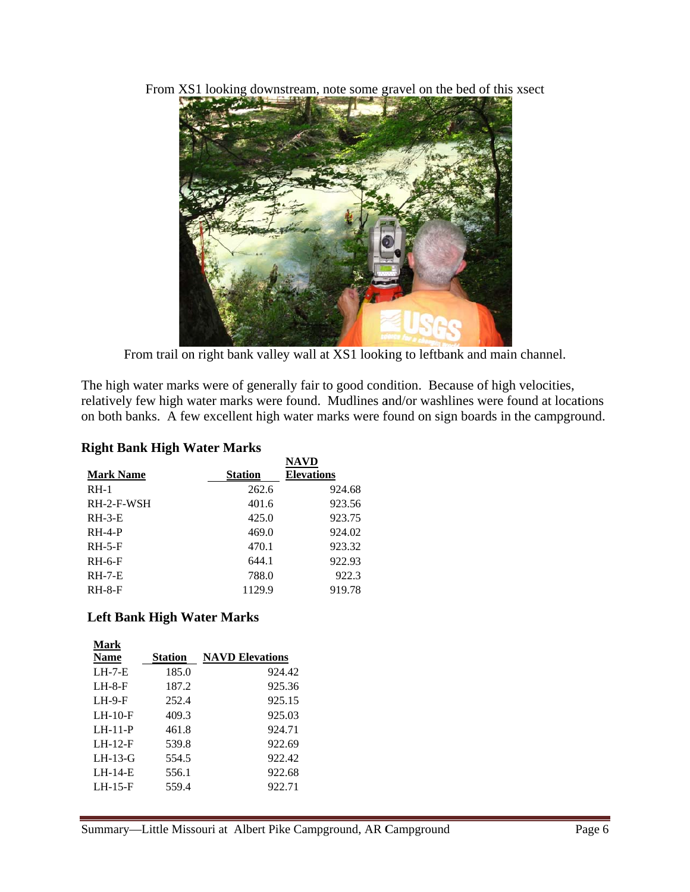From XS1 looking downstream, note some gravel on the bed of this xsect

From trail on right bank valley wall at XS1 looking to leftbank and main channel.

The high water marks were of generally fair to good condition. Because of high velocities, relatively few high water marks were found. Mudlines and/or washlines were found at locations on both banks. A few excellent high water marks were found on sign boards in the campground.

### Right Bank High Water Marks

| Mark Name | Station | NAVD Elevations |
|---|---|---|
| RH-1 | 262.6 | 924.68 |
| RH-2-F-WSH | 401.6 | 923.56 |
| RH-3-E | 425.0 | 923.75 |
| RH-4-P | 469.0 | 924.02 |
| RH-5-F | 470.1 | 923.32 |
| RH-6-F | 644.1 | 922.93 |
| RH-7-E | 788.0 | 922.3 |
| RH-8-F | 1129.9 | 919.78 |

### Left Bank High Water Marks

| Mark Name | Station | NAVD Elevations |
|---|---|---|
| LH-7-E | 185.0 | 924.42 |
| LH-8-F | 187.2 | 925.36 |
| LH-9-F | 252.4 | 925.15 |
| LH-10-F | 409.3 | 925.03 |
| LH-11-P | 461.8 | 924.71 |
| LH-12-F | 539.8 | 922.69 |
| LH-13-G | 554.5 | 922.42 |
| LH-14-E | 556.1 | 922.68 |
| LH-15-F | 559.4 | 922.71 |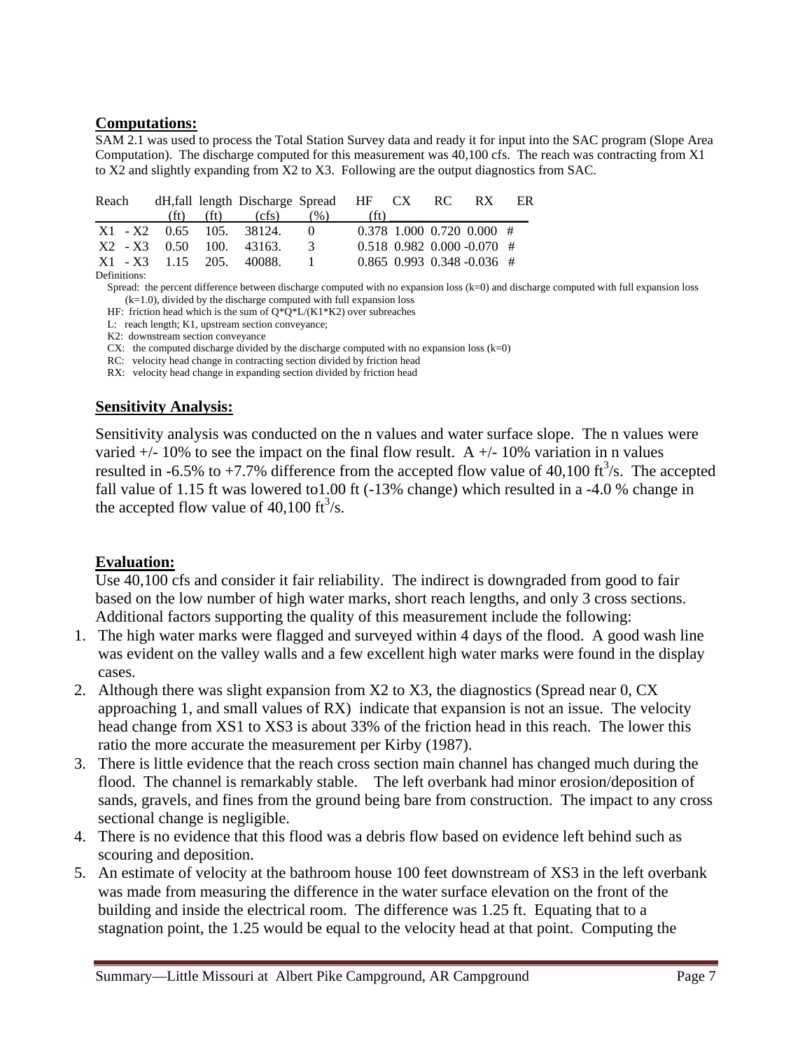**Computations:**

SAM 2.1 was used to process the Total Station Survey data and ready it for input into the SAC program (Slope Area Computation). The discharge computed for this measurement was 40,100 cfs. The reach was contracting from X1 to X2 and slightly expanding from X2 to X3. Following are the output diagnostics from SAC.

| Reach | dH,fall (ft) | length (ft) | Discharge (cfs) | Spread (%) | HF (ft) | CX | RC | RX | ER |
|---|---|---|---|---|---|---|---|---|---|
| X1 - X2 | 0.65 | 105. | 38124. | 0 | 0.378 | 1.000 | 0.720 | 0.000 | # |
| X2 - X3 | 0.50 | 100. | 43163. | 3 | 0.518 | 0.982 | 0.000 | -0.070 | # |
| X1 - X3 | 1.15 | 205. | 40088. | 1 | 0.865 | 0.993 | 0.348 | -0.036 | # |

Definitions:

Spread: the percent difference between discharge computed with no expansion loss (k=0) and discharge computed with full expansion loss (k=1.0), divided by the discharge computed with full expansion loss

HF: friction head which is the sum of Q\*Q\*L/(K1\*K2) over subreaches

L: reach length; K1, upstream section conveyance;

K2: downstream section conveyance

CX: the computed discharge divided by the discharge computed with no expansion loss (k=0)

RC: velocity head change in contracting section divided by friction head

RX: velocity head change in expanding section divided by friction head

**Sensitivity Analysis:**

Sensitivity analysis was conducted on the n values and water surface slope. The n values were varied +/- 10% to see the impact on the final flow result. A +/- 10% variation in n values resulted in -6.5% to +7.7% difference from the accepted flow value of 40,100 $ft^3/s$. The accepted fall value of 1.15 ft was lowered to1.00 ft (-13% change) which resulted in a -4.0 % change in the accepted flow value of 40,100 $ft^3/s$.

**Evaluation:**

Use 40,100 cfs and consider it fair reliability. The indirect is downgraded from good to fair based on the low number of high water marks, short reach lengths, and only 3 cross sections. Additional factors supporting the quality of this measurement include the following:

1. The high water marks were flagged and surveyed within 4 days of the flood. A good wash line was evident on the valley walls and a few excellent high water marks were found in the display cases.
2. Although there was slight expansion from X2 to X3, the diagnostics (Spread near 0, CX approaching 1, and small values of RX) indicate that expansion is not an issue. The velocity head change from XS1 to XS3 is about 33% of the friction head in this reach. The lower this ratio the more accurate the measurement per Kirby (1987).
3. There is little evidence that the reach cross section main channel has changed much during the flood. The channel is remarkably stable. The left overbank had minor erosion/deposition of sands, gravels, and fines from the ground being bare from construction. The impact to any cross sectional change is negligible.
4. There is no evidence that this flood was a debris flow based on evidence left behind such as scouring and deposition.
5. An estimate of velocity at the bathroom house 100 feet downstream of XS3 in the left overbank was made from measuring the difference in the water surface elevation on the front of the building and inside the electrical room. The difference was 1.25 ft. Equating that to a stagnation point, the 1.25 would be equal to the velocity head at that point. Computing the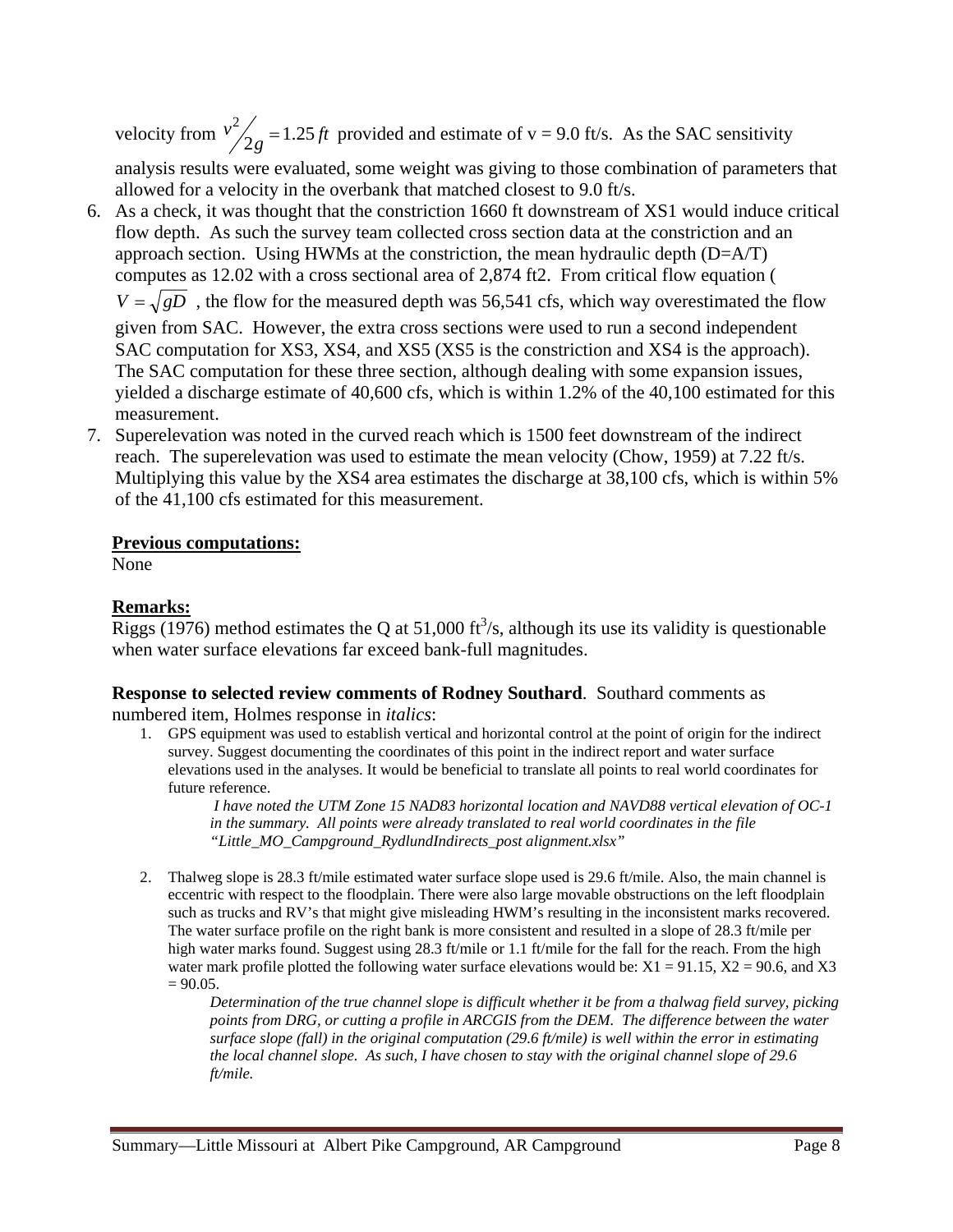velocity from $v^2/2g = 1.25\,ft$ provided and estimate of v = 9.0 ft/s. As the SAC sensitivity analysis results were evaluated, some weight was giving to those combination of parameters that allowed for a velocity in the overbank that matched closest to 9.0 ft/s.

6. As a check, it was thought that the constriction 1660 ft downstream of XS1 would induce critical flow depth. As such the survey team collected cross section data at the constriction and an approach section. Using HWMs at the constriction, the mean hydraulic depth (D=A/T) computes as 12.02 with a cross sectional area of 2,874 ft2. From critical flow equation ( $V = \sqrt{gD}$ , the flow for the measured depth was 56,541 cfs, which way overestimated the flow given from SAC. However, the extra cross sections were used to run a second independent SAC computation for XS3, XS4, and XS5 (XS5 is the constriction and XS4 is the approach). The SAC computation for these three section, although dealing with some expansion issues, yielded a discharge estimate of 40,600 cfs, which is within 1.2% of the 40,100 estimated for this measurement.
7. Superelevation was noted in the curved reach which is 1500 feet downstream of the indirect reach. The superelevation was used to estimate the mean velocity (Chow, 1959) at 7.22 ft/s. Multiplying this value by the XS4 area estimates the discharge at 38,100 cfs, which is within 5% of the 41,100 cfs estimated for this measurement.

**Previous computations:**
None

**Remarks:**
Riggs (1976) method estimates the Q at 51,000 $ft^3/s$, although its use its validity is questionable when water surface elevations far exceed bank-full magnitudes.

**Response to selected review comments of Rodney Southard**. Southard comments as numbered item, Holmes response in *italics*:

1. GPS equipment was used to establish vertical and horizontal control at the point of origin for the indirect survey. Suggest documenting the coordinates of this point in the indirect report and water surface elevations used in the analyses. It would be beneficial to translate all points to real world coordinates for future reference.

   *I have noted the UTM Zone 15 NAD83 horizontal location and NAVD88 vertical elevation of OC-1 in the summary. All points were already translated to real world coordinates in the file "Little_MO_Campground_RydlundIndirects_post alignment.xlsx"*

2. Thalweg slope is 28.3 ft/mile estimated water surface slope used is 29.6 ft/mile. Also, the main channel is eccentric with respect to the floodplain. There were also large movable obstructions on the left floodplain such as trucks and RV's that might give misleading HWM's resulting in the inconsistent marks recovered. The water surface profile on the right bank is more consistent and resulted in a slope of 28.3 ft/mile per high water marks found. Suggest using 28.3 ft/mile or 1.1 ft/mile for the fall for the reach. From the high water mark profile plotted the following water surface elevations would be: X1 = 91.15, X2 = 90.6, and X3 = 90.05.

   *Determination of the true channel slope is difficult whether it be from a thalwag field survey, picking points from DRG, or cutting a profile in ARCGIS from the DEM. The difference between the water surface slope (fall) in the original computation (29.6 ft/mile) is well within the error in estimating the local channel slope. As such, I have chosen to stay with the original channel slope of 29.6 ft/mile.*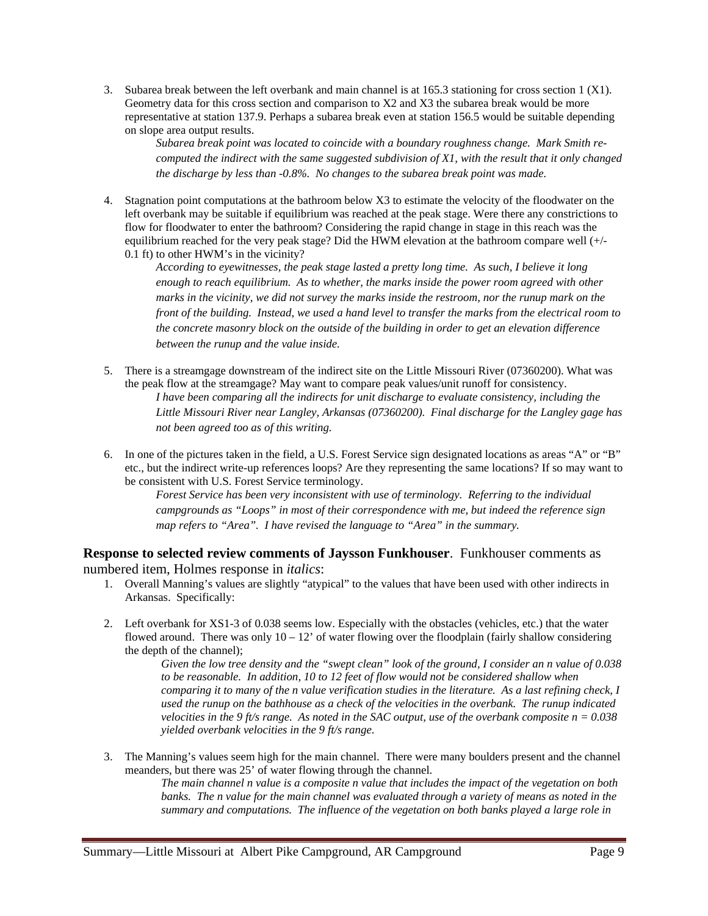3. Subarea break between the left overbank and main channel is at 165.3 stationing for cross section 1 (X1). Geometry data for this cross section and comparison to X2 and X3 the subarea break would be more representative at station 137.9. Perhaps a subarea break even at station 156.5 would be suitable depending on slope area output results.

   *Subarea break point was located to coincide with a boundary roughness change. Mark Smith re-computed the indirect with the same suggested subdivision of X1, with the result that it only changed the discharge by less than -0.8%. No changes to the subarea break point was made.*

4. Stagnation point computations at the bathroom below X3 to estimate the velocity of the floodwater on the left overbank may be suitable if equilibrium was reached at the peak stage. Were there any constrictions to flow for floodwater to enter the bathroom? Considering the rapid change in stage in this reach was the equilibrium reached for the very peak stage? Did the HWM elevation at the bathroom compare well (+/- 0.1 ft) to other HWM's in the vicinity?

   *According to eyewitnesses, the peak stage lasted a pretty long time. As such, I believe it long enough to reach equilibrium. As to whether, the marks inside the power room agreed with other marks in the vicinity, we did not survey the marks inside the restroom, nor the runup mark on the front of the building. Instead, we used a hand level to transfer the marks from the electrical room to the concrete masonry block on the outside of the building in order to get an elevation difference between the runup and the value inside.*

5. There is a streamgage downstream of the indirect site on the Little Missouri River (07360200). What was the peak flow at the streamgage? May want to compare peak values/unit runoff for consistency.

   *I have been comparing all the indirects for unit discharge to evaluate consistency, including the Little Missouri River near Langley, Arkansas (07360200). Final discharge for the Langley gage has not been agreed too as of this writing.*

6. In one of the pictures taken in the field, a U.S. Forest Service sign designated locations as areas "A" or "B" etc., but the indirect write-up references loops? Are they representing the same locations? If so may want to be consistent with U.S. Forest Service terminology.

   *Forest Service has been very inconsistent with use of terminology. Referring to the individual campgrounds as "Loops" in most of their correspondence with me, but indeed the reference sign map refers to "Area". I have revised the language to "Area" in the summary.*

**Response to selected review comments of Jaysson Funkhouser**. Funkhouser comments as numbered item, Holmes response in *italics*:

1. Overall Manning's values are slightly "atypical" to the values that have been used with other indirects in Arkansas. Specifically:

2. Left overbank for XS1-3 of 0.038 seems low. Especially with the obstacles (vehicles, etc.) that the water flowed around. There was only 10 – 12' of water flowing over the floodplain (fairly shallow considering the depth of the channel);

   *Given the low tree density and the "swept clean" look of the ground, I consider an n value of 0.038 to be reasonable. In addition, 10 to 12 feet of flow would not be considered shallow when comparing it to many of the n value verification studies in the literature. As a last refining check, I used the runup on the bathhouse as a check of the velocities in the overbank. The runup indicated velocities in the 9 ft/s range. As noted in the SAC output, use of the overbank composite n = 0.038 yielded overbank velocities in the 9 ft/s range.*

3. The Manning's values seem high for the main channel. There were many boulders present and the channel meanders, but there was 25' of water flowing through the channel.

   *The main channel n value is a composite n value that includes the impact of the vegetation on both banks. The n value for the main channel was evaluated through a variety of means as noted in the summary and computations. The influence of the vegetation on both banks played a large role in*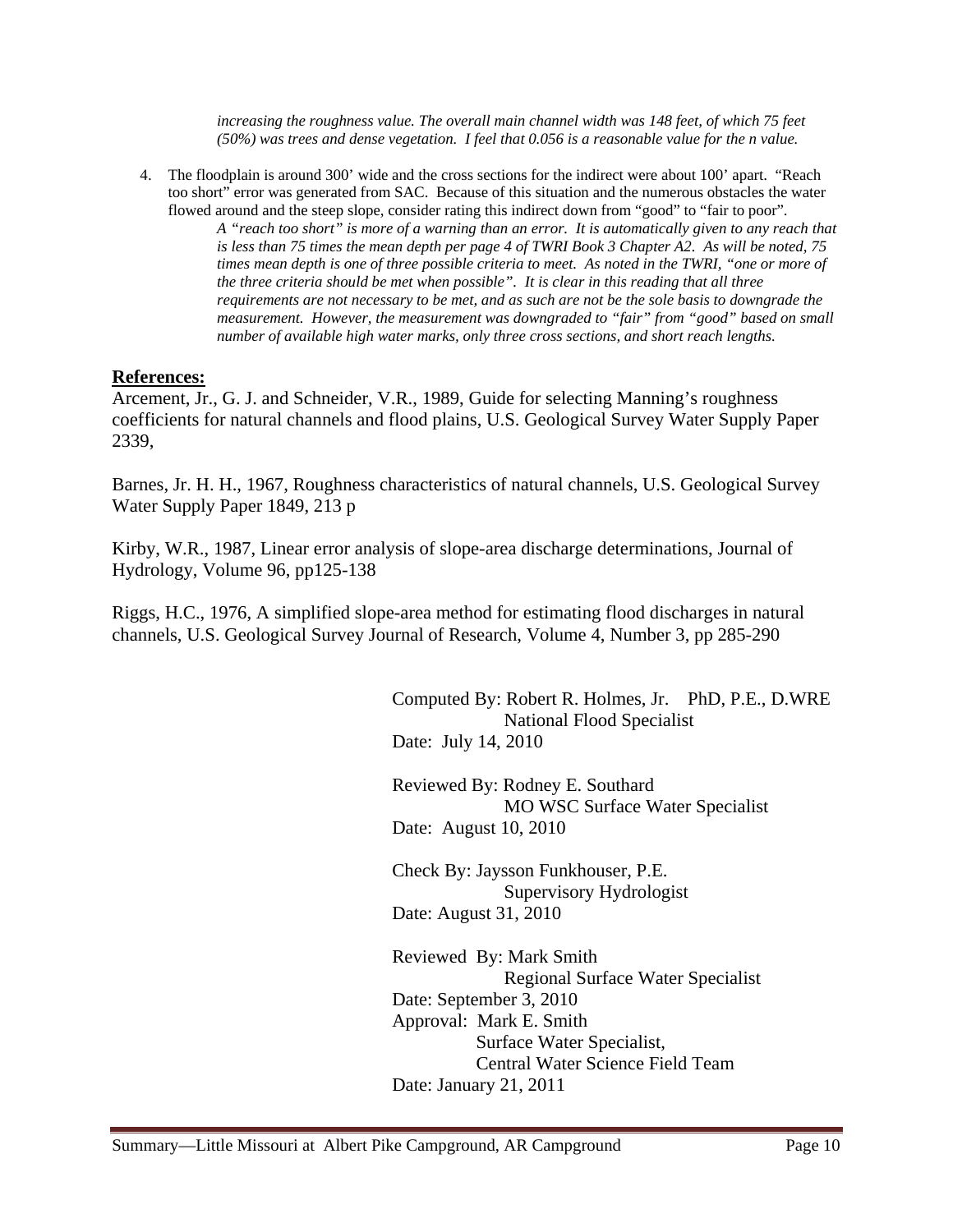*increasing the roughness value. The overall main channel width was 148 feet, of which 75 feet (50%) was trees and dense vegetation. I feel that 0.056 is a reasonable value for the n value.*

4. The floodplain is around 300' wide and the cross sections for the indirect were about 100' apart. "Reach too short" error was generated from SAC. Because of this situation and the numerous obstacles the water flowed around and the steep slope, consider rating this indirect down from "good" to "fair to poor".

   *A "reach too short" is more of a warning than an error. It is automatically given to any reach that is less than 75 times the mean depth per page 4 of TWRI Book 3 Chapter A2. As will be noted, 75 times mean depth is one of three possible criteria to meet. As noted in the TWRI, "one or more of the three criteria should be met when possible". It is clear in this reading that all three requirements are not necessary to be met, and as such are not be the sole basis to downgrade the measurement. However, the measurement was downgraded to "fair" from "good" based on small number of available high water marks, only three cross sections, and short reach lengths.*

**References:**

Arcement, Jr., G. J. and Schneider, V.R., 1989, Guide for selecting Manning's roughness coefficients for natural channels and flood plains, U.S. Geological Survey Water Supply Paper 2339,

Barnes, Jr. H. H., 1967, Roughness characteristics of natural channels, U.S. Geological Survey Water Supply Paper 1849, 213 p

Kirby, W.R., 1987, Linear error analysis of slope-area discharge determinations, Journal of Hydrology, Volume 96, pp125-138

Riggs, H.C., 1976, A simplified slope-area method for estimating flood discharges in natural channels, U.S. Geological Survey Journal of Research, Volume 4, Number 3, pp 285-290

Computed By: Robert R. Holmes, Jr. PhD, P.E., D.WRE
National Flood Specialist
Date: July 14, 2010

Reviewed By: Rodney E. Southard
MO WSC Surface Water Specialist
Date: August 10, 2010

Check By: Jaysson Funkhouser, P.E.
Supervisory Hydrologist
Date: August 31, 2010

Reviewed By: Mark Smith
Regional Surface Water Specialist
Date: September 3, 2010
Approval: Mark E. Smith
Surface Water Specialist,
Central Water Science Field Team
Date: January 21, 2011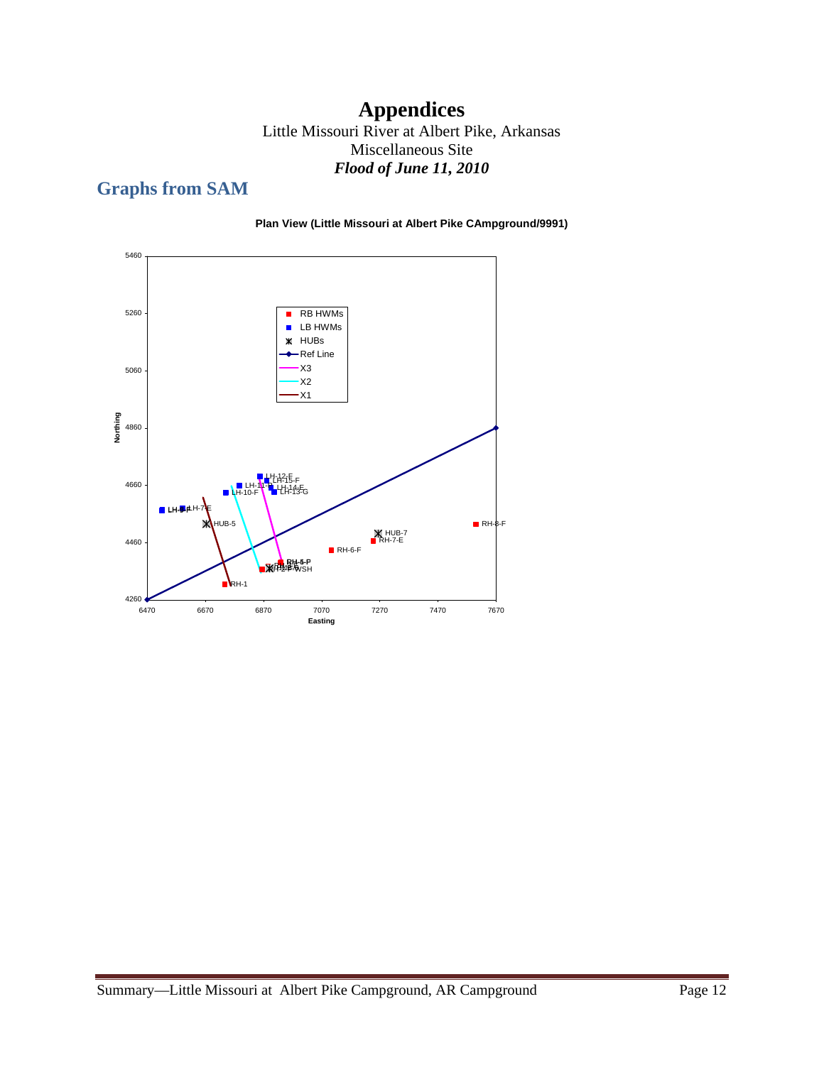# Appendices

Little Missouri River at Albert Pike, Arkansas
Miscellaneous Site
***Flood of June 11, 2010***

## Graphs from SAM

**Plan View (Little Missouri at Albert Pike CAmpground/9991)**

RB HWMs
LB HWMs
HUBs
Ref Line
X3
X2
X1

Northing

5460
5260
5060
4860
4660
4460
4260

Easting

6470 6670 6870 7070 7270 7470 7670

LH-12-E
LH-15-F
LH-11-F
LH-14-E
LH-10-F
LH-13-G
LH-9-F
LH-7-E
HUB-5
HUB-7
RH-8-F
RH-7-E
RH-6-F
RH-5-F
RH-2-F WSH
RH-1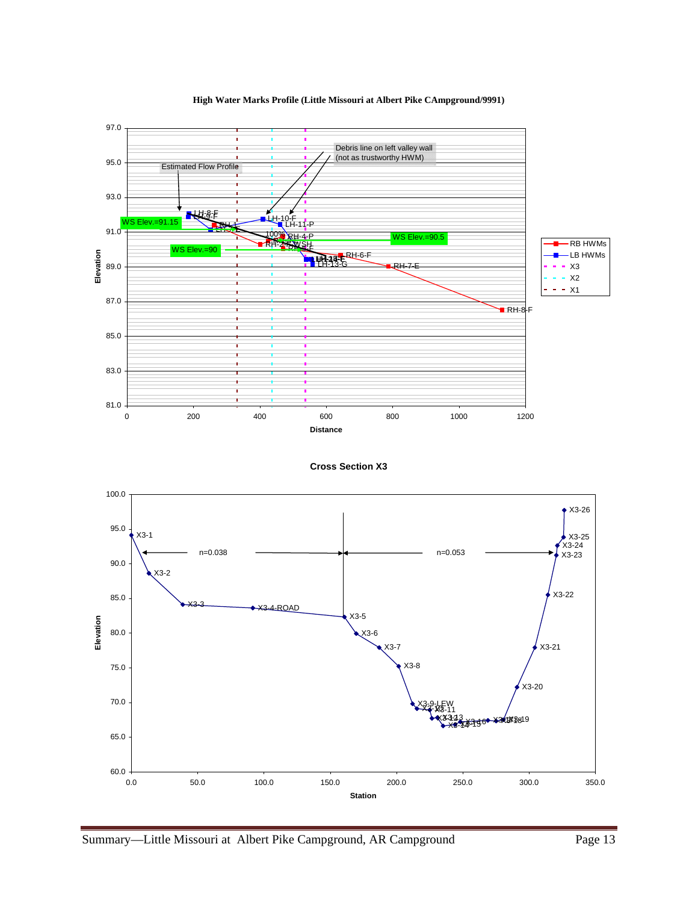**High Water Marks Profile (Little Missouri at Albert Pike CAmpground/9991)**

**Cross Section X3**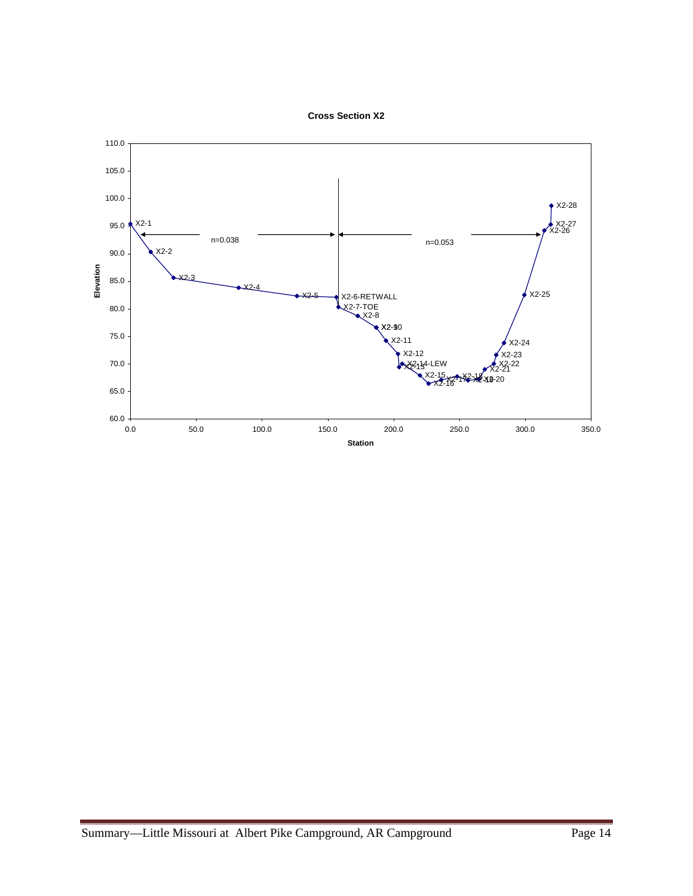**Cross Section X2**

Elevation

Station

n=0.038

n=0.053

X2-1
X2-2
X2-3
X2-4
X2-5
X2-6-RETWALL
X2-7-TOE
X2-8
X2-9
X2-10
X2-11
X2-12
X2-13
X2-14-LEW
X2-15
X2-16
X2-17
X2-18
X2-19
X2-20
X2-21
X2-22
X2-23
X2-24
X2-25
X2-26
X2-27
X2-28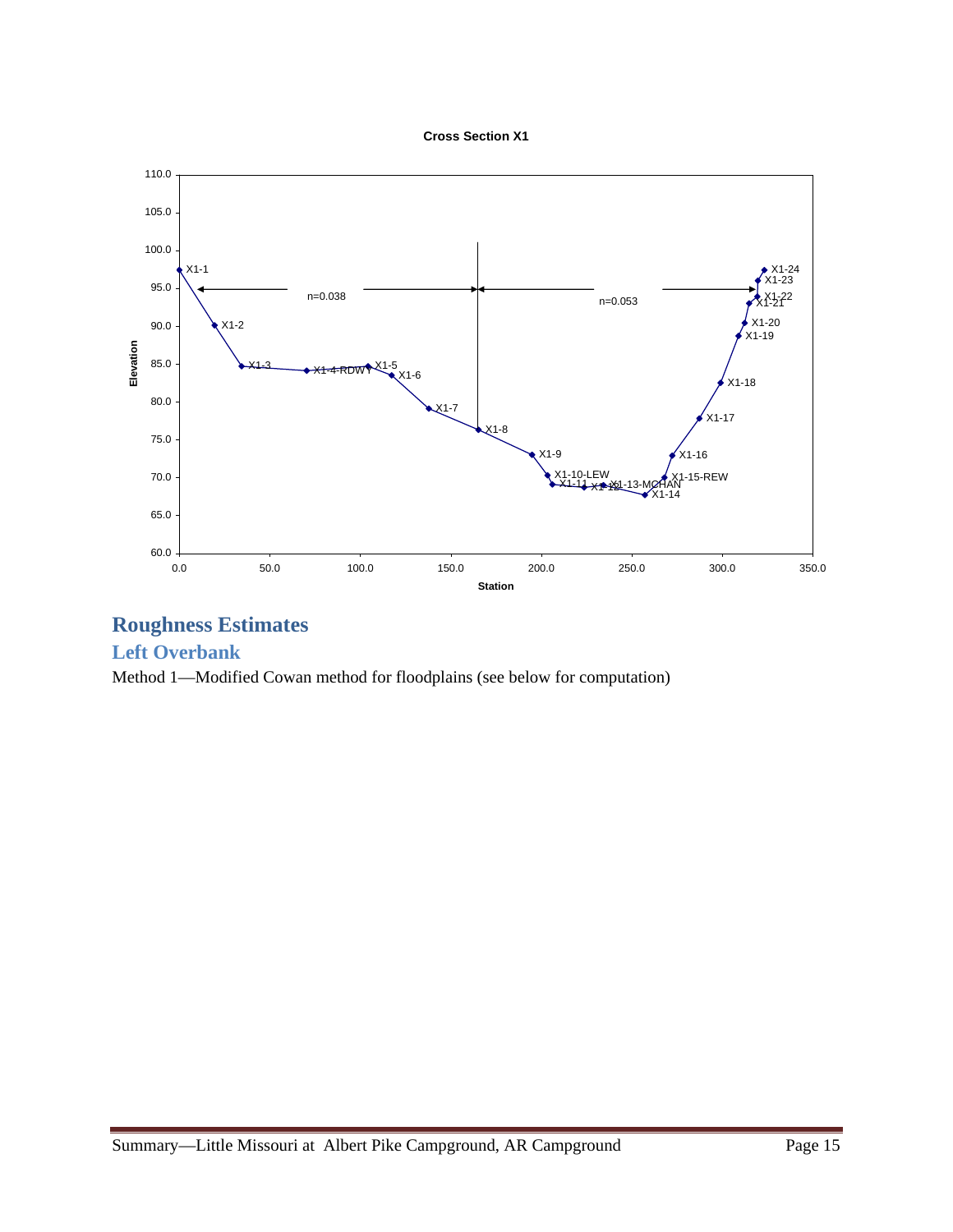**Cross Section X1**

## Roughness Estimates

### Left Overbank

Method 1—Modified Cowan method for floodplains (see below for computation)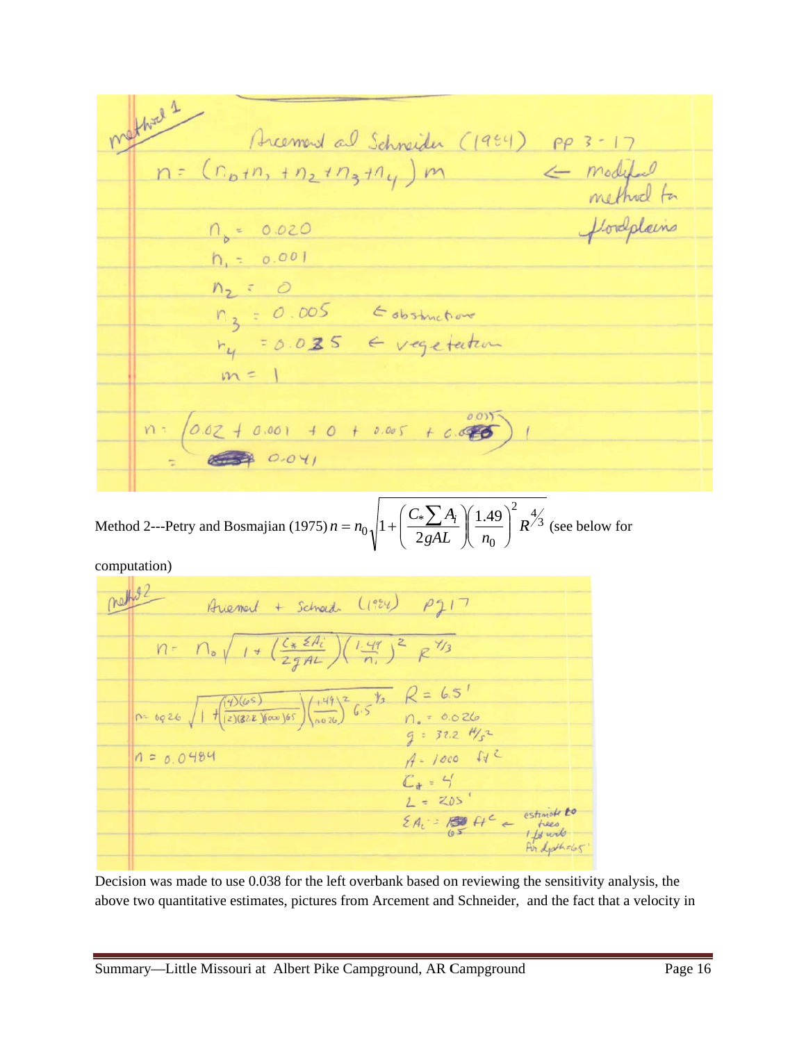method 1

Arcement and Schneider (1984) pp 3-17

$n = (n_b + n_1 + n_2 + n_3 + n_4)\, m$ ← modified method for floodplains

$n_b = 0.020$

$n_1 = 0.001$

$n_2 = 0$

$n_3 = 0.005$ ← obstructions

$n_4 = 0.035$ ← vegetation

$m = 1$

$n = (0.02 + 0.001 + 0 + 0.005 + 0.035)\, 1$

$= 0.041$

Method 2---Petry and Bosmajian (1975) $n = n_0 \sqrt{1 + \left(\frac{C_* \sum A_i}{2gAL}\right)\left(\frac{1.49}{n_0}\right)^2 R^{4/3}}$ (see below for computation)

method 2

Arcement + Schneider (1984) pg 17

$n = n_0 \sqrt{1 + \left(\frac{C_* \sum A_i}{2gAL}\right)\left(\frac{1.49}{n_0}\right)^2 R^{4/3}}$

$n = 0.026 \sqrt{1 + \left(\frac{(4)(65)}{(2)(32.2)(1000)(65)}\right)\left(\frac{1.49}{0.026}\right)^2 6.5^{4/3}}$

$n = 0.0484$

$R = 6.5'$

$n_0 = 0.026$

$g = 32.2$ ft/s$^2$

$A = 1000$ ft$^2$

$C_* = 4$

$L = 205'$

$\sum A_i = 65$ ft$^2$ ← estimate 10 trees 1 ft wide for depth = 6.5'

Decision was made to use 0.038 for the left overbank based on reviewing the sensitivity analysis, the above two quantitative estimates, pictures from Arcement and Schneider, and the fact that a velocity in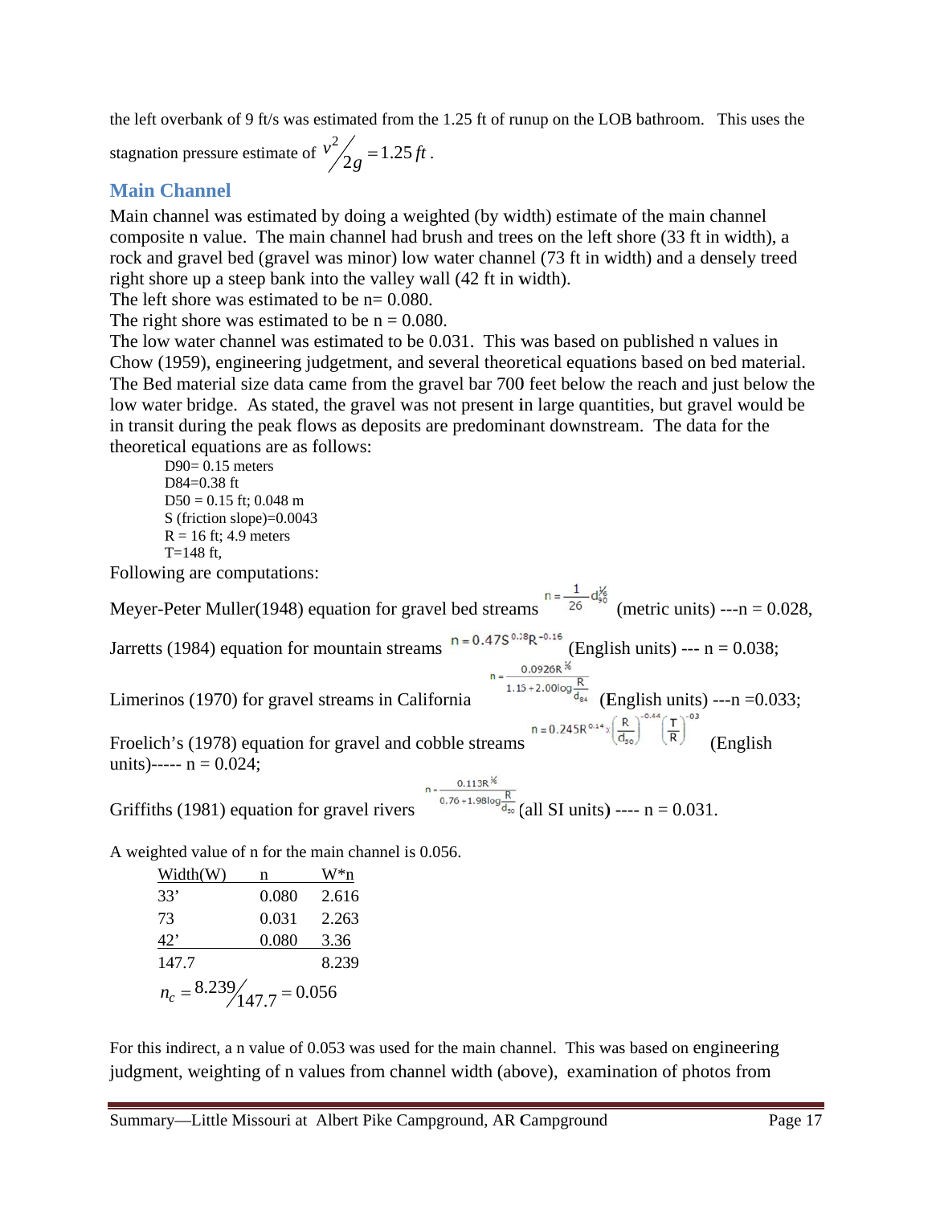the left overbank of 9 ft/s was estimated from the 1.25 ft of runup on the LOB bathroom. This uses the stagnation pressure estimate of $v^2/2g = 1.25\,ft$.

## Main Channel

Main channel was estimated by doing a weighted (by width) estimate of the main channel composite n value. The main channel had brush and trees on the left shore (33 ft in width), a rock and gravel bed (gravel was minor) low water channel (73 ft in width) and a densely treed right shore up a steep bank into the valley wall (42 ft in width).
The left shore was estimated to be n= 0.080.
The right shore was estimated to be n = 0.080.
The low water channel was estimated to be 0.031. This was based on published n values in Chow (1959), engineering judgement, and several theoretical equations based on bed material. The Bed material size data came from the gravel bar 700 feet below the reach and just below the low water bridge. As stated, the gravel was not present in large quantities, but gravel would be in transit during the peak flows as deposits are predominant downstream. The data for the theoretical equations are as follows:

- D90= 0.15 meters
- D84=0.38 ft
- D50 = 0.15 ft; 0.048 m
- S (friction slope)=0.0043
- R = 16 ft; 4.9 meters
- T=148 ft,

Following are computations:

Meyer-Peter Muller(1948) equation for gravel bed streams $n = \frac{1}{26} d_{90}^{1/6}$ (metric units) ---n = 0.028,

Jarretts (1984) equation for mountain streams $n = 0.47 S^{0.38} R^{-0.16}$ (English units) --- n = 0.038;

Limerinos (1970) for gravel streams in California $n = \frac{0.0926 R^{1/6}}{1.15 + 2.00 \log \frac{R}{d_{84}}}$ (English units) ---n =0.033;

Froelich's (1978) equation for gravel and cobble streams $n = 0.245 R^{0.14} \left(\frac{R}{d_{50}}\right)^{-0.44} \left(\frac{T}{R}\right)^{-03}$ (English units)----- n = 0.024;

Griffiths (1981) equation for gravel rivers $n = \frac{0.113 R^{1/6}}{0.76 + 1.98 \log \frac{R}{d_{50}}}$ (all SI units) ---- n = 0.031.

A weighted value of n for the main channel is 0.056.

| Width(W) | n | W*n |
|---|---|---|
| 33' | 0.080 | 2.616 |
| 73 | 0.031 | 2.263 |
| 42' | 0.080 | 3.36 |
| 147.7 | | 8.239 |

$$n_c = 8.239/147.7 = 0.056$$

For this indirect, a n value of 0.053 was used for the main channel. This was based on engineering judgment, weighting of n values from channel width (above), examination of photos from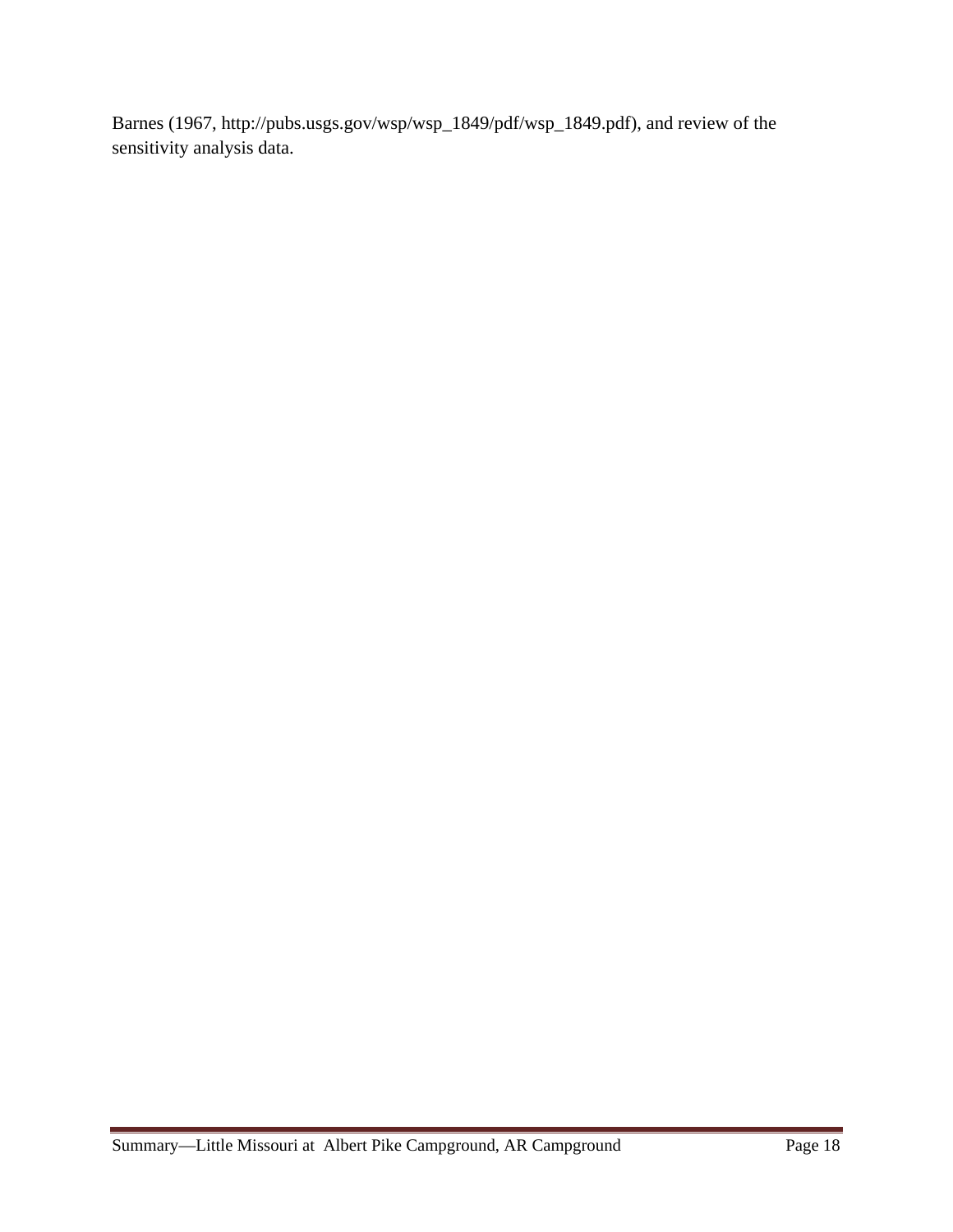Barnes (1967, http://pubs.usgs.gov/wsp/wsp_1849/pdf/wsp_1849.pdf), and review of the sensitivity analysis data.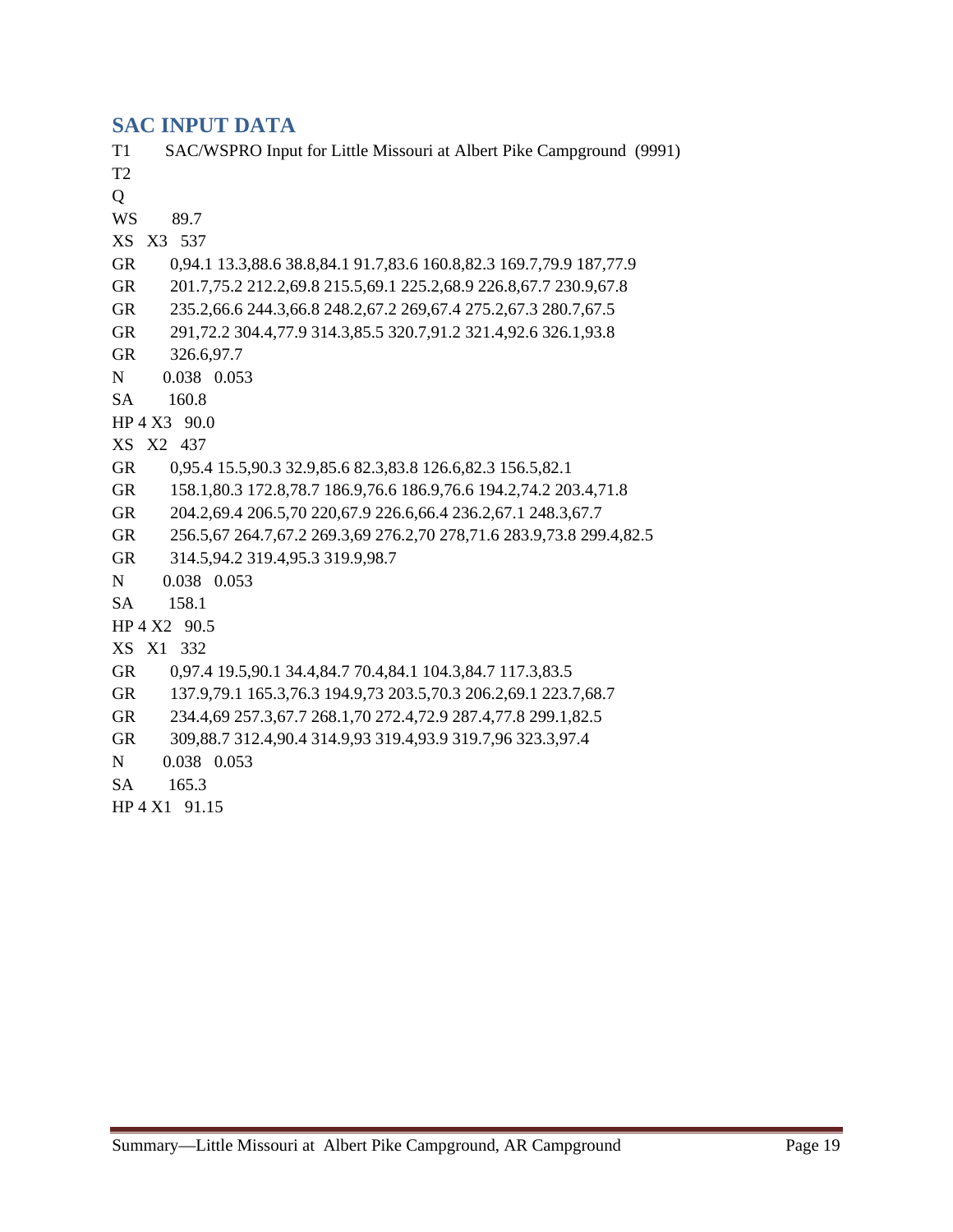## SAC INPUT DATA

```
T1      SAC/WSPRO Input for Little Missouri at Albert Pike Campground  (9991)
T2
Q
WS      89.7
XS  X3  537
GR      0,94.1 13.3,88.6 38.8,84.1 91.7,83.6 160.8,82.3 169.7,79.9 187,77.9
GR      201.7,75.2 212.2,69.8 215.5,69.1 225.2,68.9 226.8,67.7 230.9,67.8
GR      235.2,66.6 244.3,66.8 248.2,67.2 269,67.4 275.2,67.3 280.7,67.5
GR      291,72.2 304.4,77.9 314.3,85.5 320.7,91.2 321.4,92.6 326.1,93.8
GR      326.6,97.7
N       0.038   0.053
SA      160.8
HP 4 X3   90.0
XS  X2  437
GR      0,95.4 15.5,90.3 32.9,85.6 82.3,83.8 126.6,82.3 156.5,82.1
GR      158.1,80.3 172.8,78.7 186.9,76.6 186.9,76.6 194.2,74.2 203.4,71.8
GR      204.2,69.4 206.5,70 220,67.9 226.6,66.4 236.2,67.1 248.3,67.7
GR      256.5,67 264.7,67.2 269.3,69 276.2,70 278,71.6 283.9,73.8 299.4,82.5
GR      314.5,94.2 319.4,95.3 319.9,98.7
N       0.038   0.053
SA      158.1
HP 4 X2   90.5
XS  X1  332
GR      0,97.4 19.5,90.1 34.4,84.7 70.4,84.1 104.3,84.7 117.3,83.5
GR      137.9,79.1 165.3,76.3 194.9,73 203.5,70.3 206.2,69.1 223.7,68.7
GR      234.4,69 257.3,67.7 268.1,70 272.4,72.9 287.4,77.8 299.1,82.5
GR      309,88.7 312.4,90.4 314.9,93 319.4,93.9 319.7,96 323.3,97.4
N       0.038   0.053
SA      165.3
HP 4 X1   91.15
```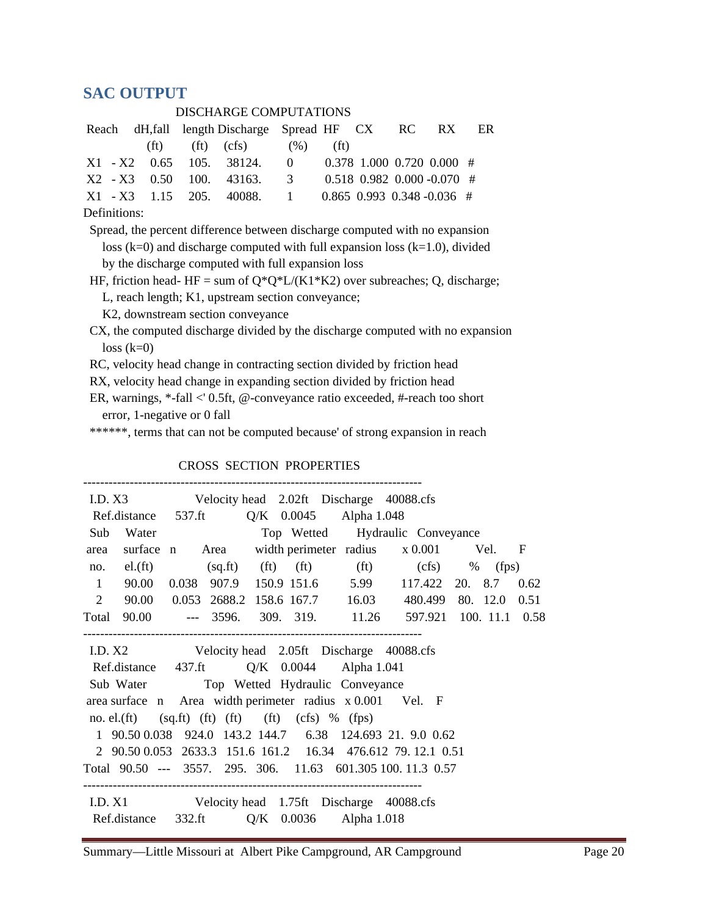## SAC OUTPUT

DISCHARGE COMPUTATIONS

| Reach | dH,fall (ft) | length (ft) | Discharge (cfs) | Spread (%) | HF (ft) | CX | RC | RX | ER |
|---|---|---|---|---|---|---|---|---|---|
| X1 - X2 | 0.65 | 105. | 38124. | 0 | 0.378 | 1.000 | 0.720 | 0.000 | # |
| X2 - X3 | 0.50 | 100. | 43163. | 3 | 0.518 | 0.982 | 0.000 | -0.070 | # |
| X1 - X3 | 1.15 | 205. | 40088. | 1 | 0.865 | 0.993 | 0.348 | -0.036 | # |

Definitions:

Spread, the percent difference between discharge computed with no expansion loss (k=0) and discharge computed with full expansion loss (k=1.0), divided by the discharge computed with full expansion loss

HF, friction head- HF = sum of Q\*Q\*L/(K1\*K2) over subreaches; Q, discharge; L, reach length; K1, upstream section conveyance; K2, downstream section conveyance

CX, the computed discharge divided by the discharge computed with no expansion loss (k=0)

RC, velocity head change in contracting section divided by friction head

RX, velocity head change in expanding section divided by friction head

ER, warnings, *-fall <' 0.5ft, @-conveyance ratio exceeded, #-reach too short error, 1-negative or 0 fall

******, terms that can not be computed because' of strong expansion in reach

CROSS SECTION PROPERTIES

---

I.D. X3 Velocity head 2.02ft Discharge 40088.cfs
Ref.distance 537.ft Q/K 0.0045 Alpha 1.048

| Sub area no. | Water surface el.(ft) | n | Area (sq.ft) | Top width (ft) | Wetted perimeter (ft) | Hydraulic radius (ft) | Conveyance x 0.001 (cfs) | % | Vel. (fps) | F |
|---|---|---|---|---|---|---|---|---|---|---|
| 1 | 90.00 | 0.038 | 907.9 | 150.9 | 151.6 | 5.99 | 117.422 | 20. | 8.7 | 0.62 |
| 2 | 90.00 | 0.053 | 2688.2 | 158.6 | 167.7 | 16.03 | 480.499 | 80. | 12.0 | 0.51 |
| Total | 90.00 | --- | 3596. | 309. | 319. | 11.26 | 597.921 | 100. | 11.1 | 0.58 |

---

I.D. X2 Velocity head 2.05ft Discharge 40088.cfs
Ref.distance 437.ft Q/K 0.0044 Alpha 1.041

| Sub area no. | Water surface el.(ft) | n | Area (sq.ft) | Top width (ft) | Wetted perimeter (ft) | Hydraulic radius (ft) | Conveyance x 0.001 (cfs) | % | Vel. (fps) | F |
|---|---|---|---|---|---|---|---|---|---|---|
| 1 | 90.50 | 0.038 | 924.0 | 143.2 | 144.7 | 6.38 | 124.693 | 21. | 9.0 | 0.62 |
| 2 | 90.50 | 0.053 | 2633.3 | 151.6 | 161.2 | 16.34 | 476.612 | 79. | 12.1 | 0.51 |
| Total | 90.50 | --- | 3557. | 295. | 306. | 11.63 | 601.305 | 100. | 11.3 | 0.57 |

---

I.D. X1 Velocity head 1.75ft Discharge 40088.cfs
Ref.distance 332.ft Q/K 0.0036 Alpha 1.018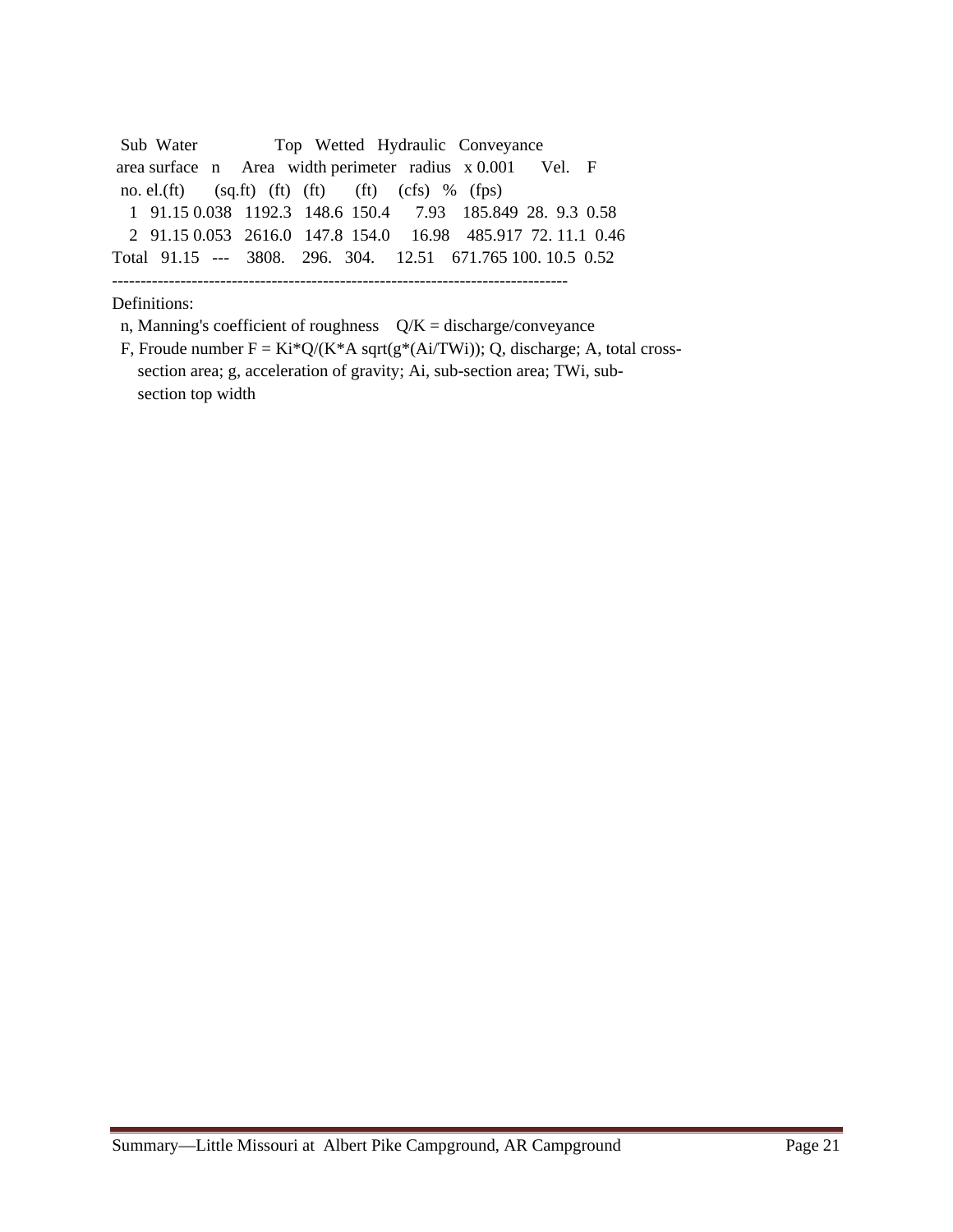| Sub area no. | Water surface el.(ft) | n | Area (sq.ft) | Top width (ft) | Wetted perimeter (ft) | Hydraulic radius (ft) | Conveyance x 0.001 (cfs) | % | Vel. (fps) | F |
|---|---|---|---|---|---|---|---|---|---|---|
| 1 | 91.15 | 0.038 | 1192.3 | 148.6 | 150.4 | 7.93 | 185.849 | 28. | 9.3 | 0.58 |
| 2 | 91.15 | 0.053 | 2616.0 | 147.8 | 154.0 | 16.98 | 485.917 | 72. | 11.1 | 0.46 |
| Total | 91.15 | --- | 3808. | 296. | 304. | 12.51 | 671.765 | 100. | 10.5 | 0.52 |

--------------------------------------------------------------------------------

Definitions:

n, Manning's coefficient of roughness  Q/K = discharge/conveyance

F, Froude number F = Ki*Q/(K*A sqrt(g*(Ai/TWi)); Q, discharge; A, total cross-section area; g, acceleration of gravity; Ai, sub-section area; TWi, sub-section top width